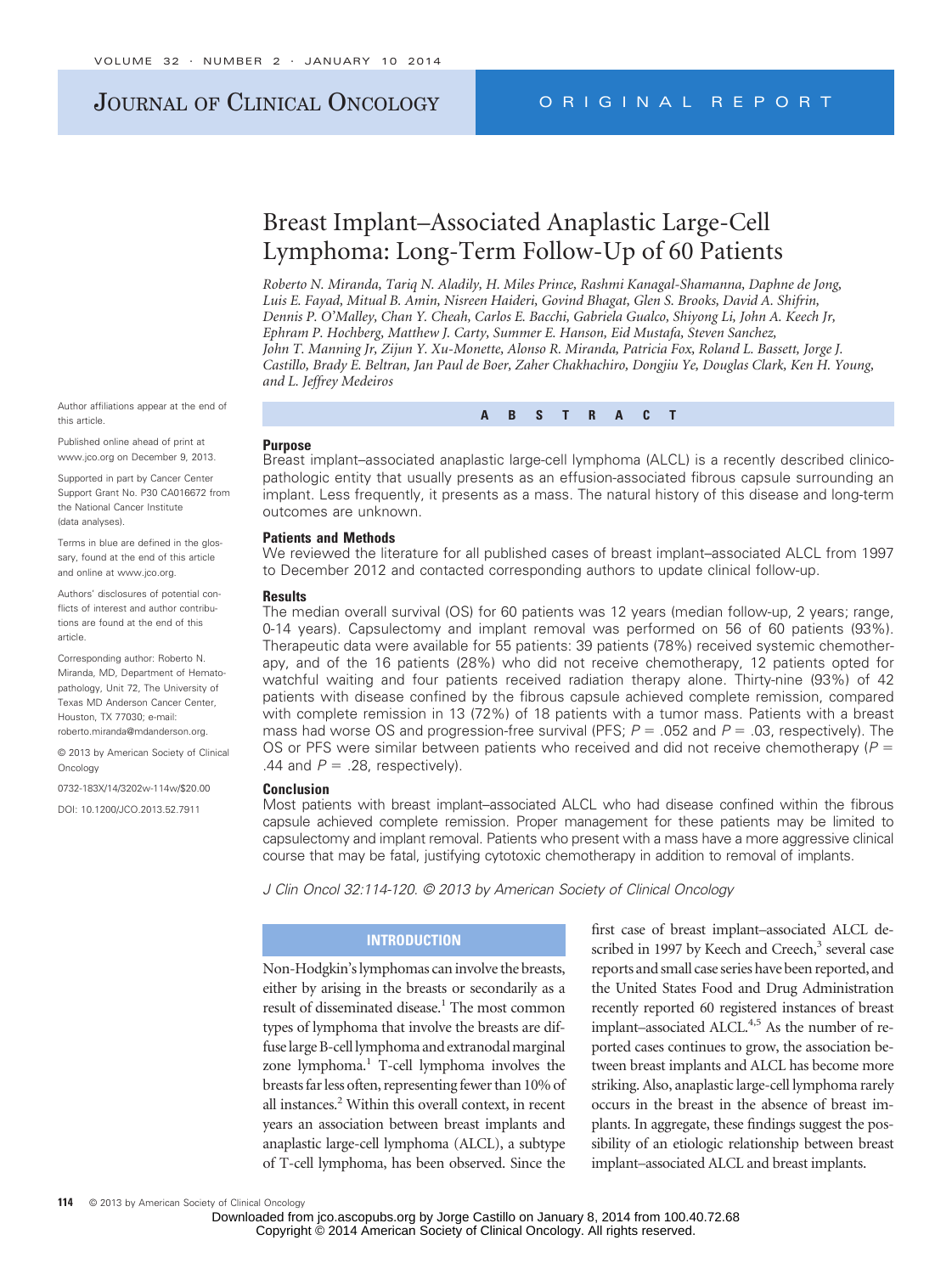# Breast Implant–Associated Anaplastic Large-Cell Lymphoma: Long-Term Follow-Up of 60 Patients

*Roberto N. Miranda, Tariq N. Aladily, H. Miles Prince, Rashmi Kanagal-Shamanna, Daphne de Jong, Luis E. Fayad, Mitual B. Amin, Nisreen Haideri, Govind Bhagat, Glen S. Brooks, David A. Shifrin, Dennis P. O'Malley, Chan Y. Cheah, Carlos E. Bacchi, Gabriela Gualco, Shiyong Li, John A. Keech Jr, Ephram P. Hochberg, Matthew J. Carty, Summer E. Hanson, Eid Mustafa, Steven Sanchez, John T. Manning Jr, Zijun Y. Xu-Monette, Alonso R. Miranda, Patricia Fox, Roland L. Bassett, Jorge J. Castillo, Brady E. Beltran, Jan Paul de Boer, Zaher Chakhachiro, Dongjiu Ye, Douglas Clark, Ken H. Young, and L. Jeffrey Medeiros*

Author affiliations appear at the end of this article.

Published online ahead of print at www.jco.org on December 9, 2013.

Supported in part by Cancer Center Support Grant No. P30 CA016672 from the National Cancer Institute (data analyses).

Terms in blue are defined in the glossary, found at the end of this article and online at www.jco.org.

Authors' disclosures of potential conflicts of interest and author contributions are found at the end of this article.

Corresponding author: Roberto N. Miranda, MD, Department of Hematopathology, Unit 72, The University of Texas MD Anderson Cancer Center, Houston, TX 77030; e-mail: roberto.miranda@mdanderson.org.

© 2013 by American Society of Clinical Oncology

0732-183X/14/3202w-114w/$20.00

DOI: 10.1200/JCO.2013.52.7911

## ABSTRACT

### Purpose

Breast implant–associated anaplastic large-cell lymphoma (ALCL) is a recently described clinicopathologic entity that usually presents as an effusion-associated fibrous capsule surrounding an implant. Less frequently, it presents as a mass. The natural history of this disease and long-term outcomes are unknown.

### Patients and Methods

We reviewed the literature for all published cases of breast implant–associated ALCL from 1997 to December 2012 and contacted corresponding authors to update clinical follow-up.

### Results

The median overall survival (OS) for 60 patients was 12 years (median follow-up, 2 years; range, 0-14 years). Capsulectomy and implant removal was performed on 56 of 60 patients (93%). Therapeutic data were available for 55 patients: 39 patients (78%) received systemic chemotherapy, and of the 16 patients (28%) who did not receive chemotherapy, 12 patients opted for watchful waiting and four patients received radiation therapy alone. Thirty-nine (93%) of 42 patients with disease confined by the fibrous capsule achieved complete remission, compared with complete remission in 13 (72%) of 18 patients with a tumor mass. Patients with a breast mass had worse OS and progression-free survival (PFS; $P = .052$ and $P = .03$, respectively). The OS or PFS were similar between patients who received and did not receive chemotherapy ($P = .44$ and $P = .28$, respectively).

### Conclusion

Most patients with breast implant–associated ALCL who had disease confined within the fibrous capsule achieved complete remission. Proper management for these patients may be limited to capsulectomy and implant removal. Patients who present with a mass have a more aggressive clinical course that may be fatal, justifying cytotoxic chemotherapy in addition to removal of implants.

*J Clin Oncol 32:114-120. © 2013 by American Society of Clinical Oncology*

## INTRODUCTION

Non-Hodgkin's lymphomas can involve the breasts, either by arising in the breasts or secondarily as a result of disseminated disease.[1] The most common types of lymphoma that involve the breasts are diffuse large B-cell lymphoma and extranodal marginal zone lymphoma.[1] T-cell lymphoma involves the breasts far less often, representing fewer than 10% of all instances.[2] Within this overall context, in recent years an association between breast implants and anaplastic large-cell lymphoma (ALCL), a subtype of T-cell lymphoma, has been observed. Since the first case of breast implant–associated ALCL described in 1997 by Keech and Creech,[3] several case reports and small case series have been reported, and the United States Food and Drug Administration recently reported 60 registered instances of breast implant–associated ALCL.[4,5] As the number of reported cases continues to grow, the association between breast implants and ALCL has become more striking. Also, anaplastic large-cell lymphoma rarely occurs in the breast in the absence of breast implants. In aggregate, these findings suggest the possibility of an etiologic relationship between breast implant–associated ALCL and breast implants.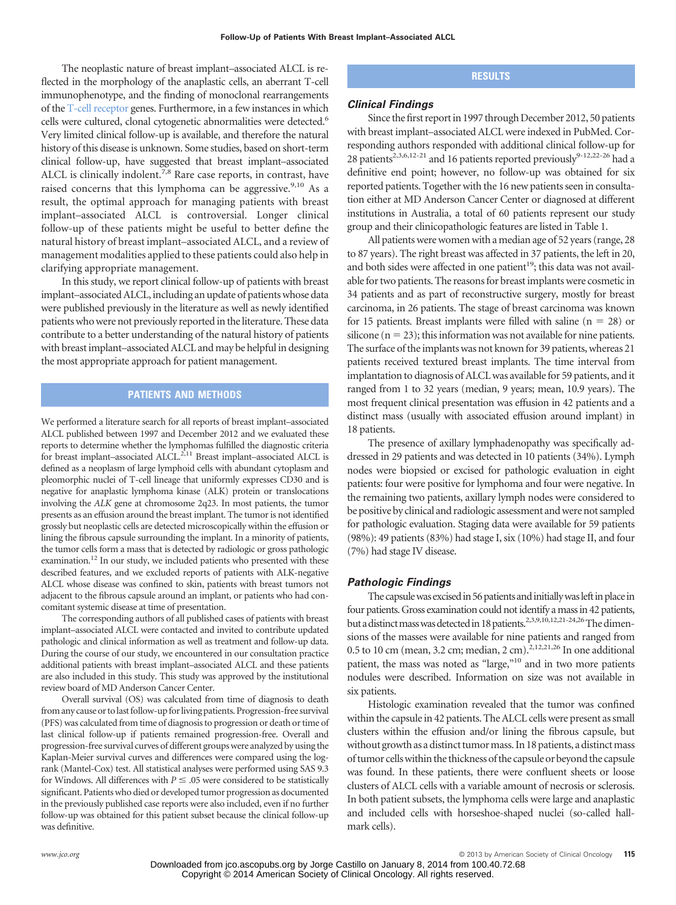The neoplastic nature of breast implant–associated ALCL is reflected in the morphology of the anaplastic cells, an aberrant T-cell immunophenotype, and the finding of monoclonal rearrangements of the T-cell receptor genes. Furthermore, in a few instances in which cells were cultured, clonal cytogenetic abnormalities were detected.[6] Very limited clinical follow-up is available, and therefore the natural history of this disease is unknown. Some studies, based on short-term clinical follow-up, have suggested that breast implant–associated ALCL is clinically indolent.[7,8] Rare case reports, in contrast, have raised concerns that this lymphoma can be aggressive.[9,10] As a result, the optimal approach for managing patients with breast implant–associated ALCL is controversial. Longer clinical follow-up of these patients might be useful to better define the natural history of breast implant–associated ALCL, and a review of management modalities applied to these patients could also help in clarifying appropriate management.

In this study, we report clinical follow-up of patients with breast implant–associated ALCL, including an update of patients whose data were published previously in the literature as well as newly identified patients who were not previously reported in the literature. These data contribute to a better understanding of the natural history of patients with breast implant–associated ALCL and may be helpful in designing the most appropriate approach for patient management.

## PATIENTS AND METHODS

We performed a literature search for all reports of breast implant–associated ALCL published between 1997 and December 2012 and we evaluated these reports to determine whether the lymphomas fulfilled the diagnostic criteria for breast implant–associated ALCL.[2,11] Breast implant–associated ALCL is defined as a neoplasm of large lymphoid cells with abundant cytoplasm and pleomorphic nuclei of T-cell lineage that uniformly expresses CD30 and is negative for anaplastic lymphoma kinase (ALK) protein or translocations involving the *ALK* gene at chromosome 2q23. In most patients, the tumor presents as an effusion around the breast implant. The tumor is not identified grossly but neoplastic cells are detected microscopically within the effusion or lining the fibrous capsule surrounding the implant. In a minority of patients, the tumor cells form a mass that is detected by radiologic or gross pathologic examination.[12] In our study, we included patients who presented with these described features, and we excluded reports of patients with ALK-negative ALCL whose disease was confined to skin, patients with breast tumors not adjacent to the fibrous capsule around an implant, or patients who had concomitant systemic disease at time of presentation.

The corresponding authors of all published cases of patients with breast implant–associated ALCL were contacted and invited to contribute updated pathologic and clinical information as well as treatment and follow-up data. During the course of our study, we encountered in our consultation practice additional patients with breast implant–associated ALCL and these patients are also included in this study. This study was approved by the institutional review board of MD Anderson Cancer Center.

Overall survival (OS) was calculated from time of diagnosis to death from any cause or to last follow-up for living patients. Progression-free survival (PFS) was calculated from time of diagnosis to progression or death or time of last clinical follow-up if patients remained progression-free. Overall and progression-free survival curves of different groups were analyzed by using the Kaplan-Meier survival curves and differences were compared using the log-rank (Mantel-Cox) test. All statistical analyses were performed using SAS 9.3 for Windows. All differences with $P \leq .05$ were considered to be statistically significant. Patients who died or developed tumor progression as documented in the previously published case reports were also included, even if no further follow-up was obtained for this patient subset because the clinical follow-up was definitive.

## RESULTS

### Clinical Findings

Since the first report in 1997 through December 2012, 50 patients with breast implant–associated ALCL were indexed in PubMed. Corresponding authors responded with additional clinical follow-up for 28 patients[2,3,6,12-21] and 16 patients reported previously[9-12,22-26] had a definitive end point; however, no follow-up was obtained for six reported patients. Together with the 16 new patients seen in consultation either at MD Anderson Cancer Center or diagnosed at different institutions in Australia, a total of 60 patients represent our study group and their clinicopathologic features are listed in Table 1.

All patients were women with a median age of 52 years (range, 28 to 87 years). The right breast was affected in 37 patients, the left in 20, and both sides were affected in one patient[19]; this data was not available for two patients. The reasons for breast implants were cosmetic in 34 patients and as part of reconstructive surgery, mostly for breast carcinoma, in 26 patients. The stage of breast carcinoma was known for 15 patients. Breast implants were filled with saline (n = 28) or silicone (n = 23); this information was not available for nine patients. The surface of the implants was not known for 39 patients, whereas 21 patients received textured breast implants. The time interval from implantation to diagnosis of ALCL was available for 59 patients, and it ranged from 1 to 32 years (median, 9 years; mean, 10.9 years). The most frequent clinical presentation was effusion in 42 patients and a distinct mass (usually with associated effusion around implant) in 18 patients.

The presence of axillary lymphadenopathy was specifically addressed in 29 patients and was detected in 10 patients (34%). Lymph nodes were biopsied or excised for pathologic evaluation in eight patients: four were positive for lymphoma and four were negative. In the remaining two patients, axillary lymph nodes were considered to be positive by clinical and radiologic assessment and were not sampled for pathologic evaluation. Staging data were available for 59 patients (98%): 49 patients (83%) had stage I, six (10%) had stage II, and four (7%) had stage IV disease.

### Pathologic Findings

The capsule was excised in 56 patients and initially was left in place in four patients. Gross examination could not identify a mass in 42 patients, but a distinct mass was detected in 18 patients.[2,3,9,10,12,21-24,26] The dimensions of the masses were available for nine patients and ranged from 0.5 to 10 cm (mean, 3.2 cm; median, 2 cm).[2,12,21,26] In one additional patient, the mass was noted as "large,"[10] and in two more patients nodules were described. Information on size was not available in six patients.

Histologic examination revealed that the tumor was confined within the capsule in 42 patients. The ALCL cells were present as small clusters within the effusion and/or lining the fibrous capsule, but without growth as a distinct tumor mass. In 18 patients, a distinct mass of tumor cells within the thickness of the capsule or beyond the capsule was found. In these patients, there were confluent sheets or loose clusters of ALCL cells with a variable amount of necrosis or sclerosis. In both patient subsets, the lymphoma cells were large and anaplastic and included cells with horseshoe-shaped nuclei (so-called hallmark cells).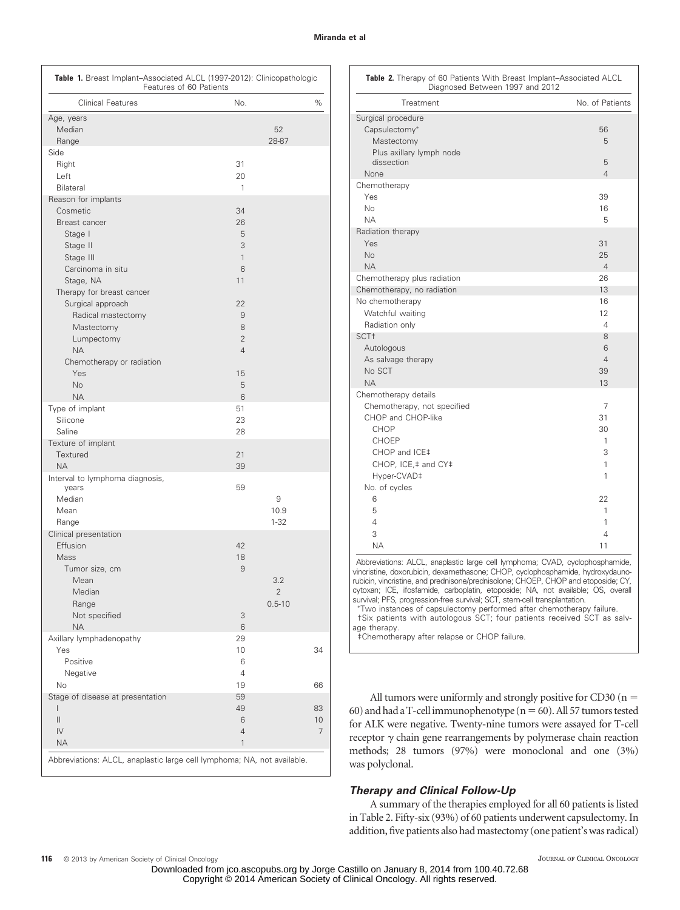**Table 1.** Breast Implant–Associated ALCL (1997-2012): Clinicopathologic Features of 60 Patients

| Clinical Features | No. | % |
|---|---|---|
| Age, years | | |
| Median | 52 | |
| Range | 28-87 | |
| Side | | |
| Right | 31 | |
| Left | 20 | |
| Bilateral | 1 | |
| Reason for implants | | |
| Cosmetic | 34 | |
| Breast cancer | 26 | |
| Stage I | 5 | |
| Stage II | 3 | |
| Stage III | 1 | |
| Carcinoma in situ | 6 | |
| Stage, NA | 11 | |
| Therapy for breast cancer | | |
| Surgical approach | 22 | |
| Radical mastectomy | 9 | |
| Mastectomy | 8 | |
| Lumpectomy | 2 | |
| NA | 4 | |
| Chemotherapy or radiation | | |
| Yes | 15 | |
| No | 5 | |
| NA | 6 | |
| Type of implant | 51 | |
| Silicone | 23 | |
| Saline | 28 | |
| Texture of implant | | |
| Textured | 21 | |
| NA | 39 | |
| Interval to lymphoma diagnosis, years | 59 | |
| Median | 9 | |
| Mean | 10.9 | |
| Range | 1-32 | |
| Clinical presentation | | |
| Effusion | 42 | |
| Mass | 18 | |
| Tumor size, cm | 9 | |
| Mean | 3.2 | |
| Median | 2 | |
| Range | 0.5-10 | |
| Not specified | 3 | |
| NA | 6 | |
| Axillary lymphadenopathy | 29 | |
| Yes | 10 | 34 |
| Positive | 6 | |
| Negative | 4 | |
| No | 19 | 66 |
| Stage of disease at presentation | 59 | |
| I | 49 | 83 |
| II | 6 | 10 |
| IV | 4 | 7 |
| NA | 1 | |

Abbreviations: ALCL, anaplastic large cell lymphoma; NA, not available.

**Table 2.** Therapy of 60 Patients With Breast Implant–Associated ALCL Diagnosed Between 1997 and 2012

| Treatment | No. of Patients |
|---|---|
| Surgical procedure | |
| Capsulectomy* | 56 |
| Mastectomy | 5 |
| Plus axillary lymph node dissection | 5 |
| None | 4 |
| Chemotherapy | |
| Yes | 39 |
| No | 16 |
| NA | 5 |
| Radiation therapy | |
| Yes | 31 |
| No | 25 |
| NA | 4 |
| Chemotherapy plus radiation | 26 |
| Chemotherapy, no radiation | 13 |
| No chemotherapy | 16 |
| Watchful waiting | 12 |
| Radiation only | 4 |
| SCT† | 8 |
| Autologous | 6 |
| As salvage therapy | 4 |
| No SCT | 39 |
| NA | 13 |
| Chemotherapy details | |
| Chemotherapy, not specified | 7 |
| CHOP and CHOP-like | 31 |
| CHOP | 30 |
| CHOEP | 1 |
| CHOP and ICE‡ | 3 |
| CHOP, ICE,‡ and CY‡ | 1 |
| Hyper-CVAD‡ | 1 |
| No. of cycles | |
| 6 | 22 |
| 5 | 1 |
| 4 | 1 |
| 3 | 4 |
| NA | 11 |

Abbreviations: ALCL, anaplastic large cell lymphoma; CVAD, cyclophosphamide, vincristine, doxorubicin, dexamethasone; CHOP, cyclophosphamide, hydroxydaunorubicin, vincristine, and prednisone/prednisolone; CHOEP, CHOP and etoposide; CY, cytoxan; ICE, ifosfamide, carboplatin, etoposide; NA, not available; OS, overall survival; PFS, progression-free survival; SCT, stem-cell transplantation.
*Two instances of capsulectomy performed after chemotherapy failure.
†Six patients with autologous SCT; four patients received SCT as salvage therapy.
‡Chemotherapy after relapse or CHOP failure.

All tumors were uniformly and strongly positive for CD30 (n = 60) and had a T-cell immunophenotype (n = 60). All 57 tumors tested for ALK were negative. Twenty-nine tumors were assayed for T-cell receptor γ chain gene rearrangements by polymerase chain reaction methods; 28 tumors (97%) were monoclonal and one (3%) was polyclonal.

### *Therapy and Clinical Follow-Up*

A summary of the therapies employed for all 60 patients is listed in Table 2. Fifty-six (93%) of 60 patients underwent capsulectomy. In addition, five patients also had mastectomy (one patient's was radical)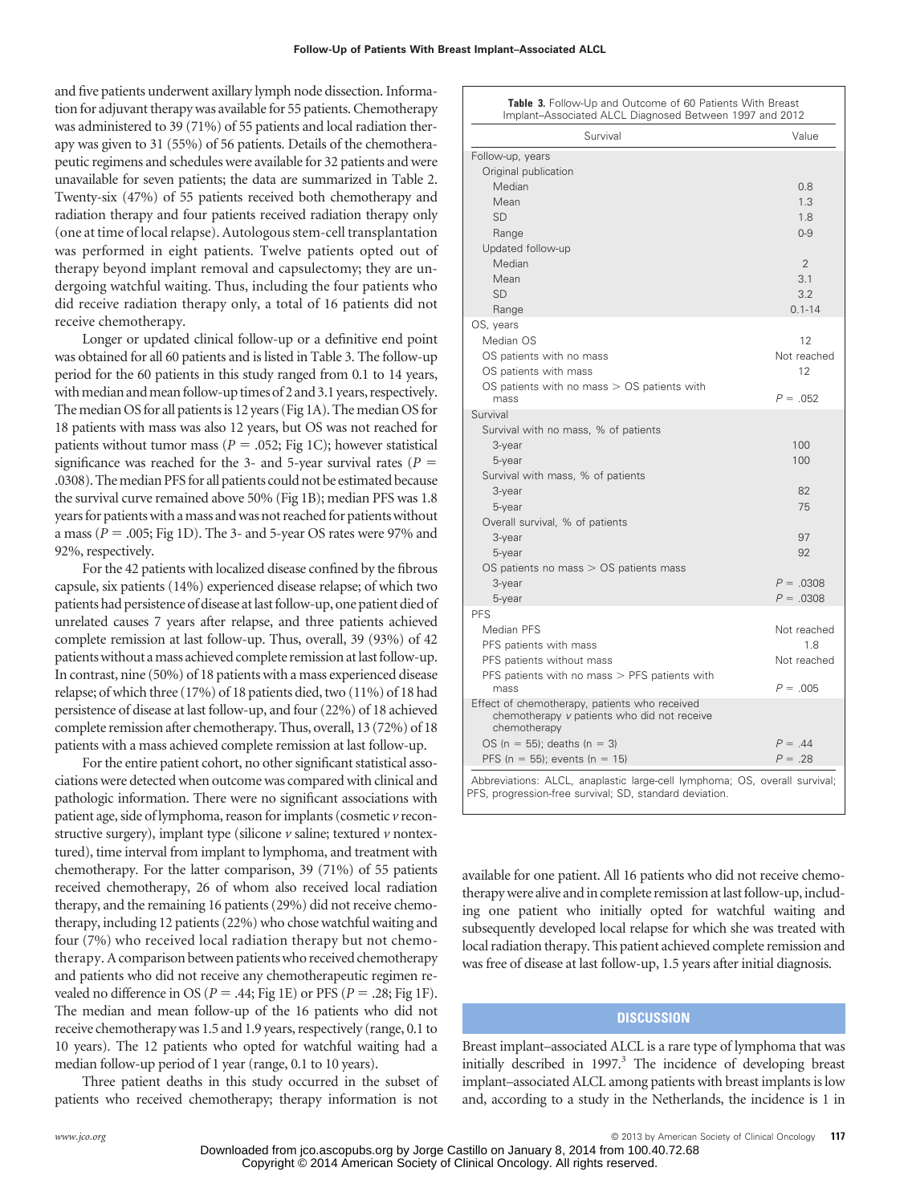and five patients underwent axillary lymph node dissection. Information for adjuvant therapy was available for 55 patients. Chemotherapy was administered to 39 (71%) of 55 patients and local radiation therapy was given to 31 (55%) of 56 patients. Details of the chemotherapeutic regimens and schedules were available for 32 patients and were unavailable for seven patients; the data are summarized in Table 2. Twenty-six (47%) of 55 patients received both chemotherapy and radiation therapy and four patients received radiation therapy only (one at time of local relapse). Autologous stem-cell transplantation was performed in eight patients. Twelve patients opted out of therapy beyond implant removal and capsulectomy; they are undergoing watchful waiting. Thus, including the four patients who did receive radiation therapy only, a total of 16 patients did not receive chemotherapy.

Longer or updated clinical follow-up or a definitive end point was obtained for all 60 patients and is listed in Table 3. The follow-up period for the 60 patients in this study ranged from 0.1 to 14 years, with median and mean follow-up times of 2 and 3.1 years, respectively. The median OS for all patients is 12 years (Fig 1A). The median OS for 18 patients with mass was also 12 years, but OS was not reached for patients without tumor mass ($P = .052$; Fig 1C); however statistical significance was reached for the 3- and 5-year survival rates ($P = .0308$). The median PFS for all patients could not be estimated because the survival curve remained above 50% (Fig 1B); median PFS was 1.8 years for patients with a mass and was not reached for patients without a mass ($P = .005$; Fig 1D). The 3- and 5-year OS rates were 97% and 92%, respectively.

For the 42 patients with localized disease confined by the fibrous capsule, six patients (14%) experienced disease relapse; of which two patients had persistence of disease at last follow-up, one patient died of unrelated causes 7 years after relapse, and three patients achieved complete remission at last follow-up. Thus, overall, 39 (93%) of 42 patients without a mass achieved complete remission at last follow-up. In contrast, nine (50%) of 18 patients with a mass experienced disease relapse; of which three (17%) of 18 patients died, two (11%) of 18 had persistence of disease at last follow-up, and four (22%) of 18 achieved complete remission after chemotherapy. Thus, overall, 13 (72%) of 18 patients with a mass achieved complete remission at last follow-up.

For the entire patient cohort, no other significant statistical associations were detected when outcome was compared with clinical and pathologic information. There were no significant associations with patient age, side of lymphoma, reason for implants (cosmetic *v* reconstructive surgery), implant type (silicone *v* saline; textured *v* nontextured), time interval from implant to lymphoma, and treatment with chemotherapy. For the latter comparison, 39 (71%) of 55 patients received chemotherapy, 26 of whom also received local radiation therapy, and the remaining 16 patients (29%) did not receive chemotherapy, including 12 patients (22%) who chose watchful waiting and four (7%) who received local radiation therapy but not chemotherapy. A comparison between patients who received chemotherapy and patients who did not receive any chemotherapeutic regimen revealed no difference in OS ($P = .44$; Fig 1E) or PFS ($P = .28$; Fig 1F). The median and mean follow-up of the 16 patients who did not receive chemotherapy was 1.5 and 1.9 years, respectively (range, 0.1 to 10 years). The 12 patients who opted for watchful waiting had a median follow-up period of 1 year (range, 0.1 to 10 years).

Three patient deaths in this study occurred in the subset of patients who received chemotherapy; therapy information is not available for one patient. All 16 patients who did not receive chemotherapy were alive and in complete remission at last follow-up, including one patient who initially opted for watchful waiting and subsequently developed local relapse for which she was treated with local radiation therapy. This patient achieved complete remission and was free of disease at last follow-up, 1.5 years after initial diagnosis.

**Table 3.** Follow-Up and Outcome of 60 Patients With Breast Implant–Associated ALCL Diagnosed Between 1997 and 2012

| Survival | Value |
|---|---|
| Follow-up, years | |
| Original publication | |
| Median | 0.8 |
| Mean | 1.3 |
| SD | 1.8 |
| Range | 0-9 |
| Updated follow-up | |
| Median | 2 |
| Mean | 3.1 |
| SD | 3.2 |
| Range | 0.1-14 |
| OS, years | |
| Median OS | 12 |
| OS patients with no mass | Not reached |
| OS patients with mass | 12 |
| OS patients with no mass > OS patients with mass | $P = .052$ |
| Survival | |
| Survival with no mass, % of patients | |
| 3-year | 100 |
| 5-year | 100 |
| Survival with mass, % of patients | |
| 3-year | 82 |
| 5-year | 75 |
| Overall survival, % of patients | |
| 3-year | 97 |
| 5-year | 92 |
| OS patients no mass > OS patients mass | |
| 3-year | $P = .0308$ |
| 5-year | $P = .0308$ |
| PFS | |
| Median PFS | Not reached |
| PFS patients with mass | 1.8 |
| PFS patients without mass | Not reached |
| PFS patients with no mass > PFS patients with mass | $P = .005$ |
| Effect of chemotherapy, patients who received chemotherapy *v* patients who did not receive chemotherapy | |
| OS (n = 55); deaths (n = 3) | $P = .44$ |
| PFS (n = 55); events (n = 15) | $P = .28$ |

Abbreviations: ALCL, anaplastic large-cell lymphoma; OS, overall survival; PFS, progression-free survival; SD, standard deviation.

## DISCUSSION

Breast implant–associated ALCL is a rare type of lymphoma that was initially described in 1997.[3] The incidence of developing breast implant–associated ALCL among patients with breast implants is low and, according to a study in the Netherlands, the incidence is 1 in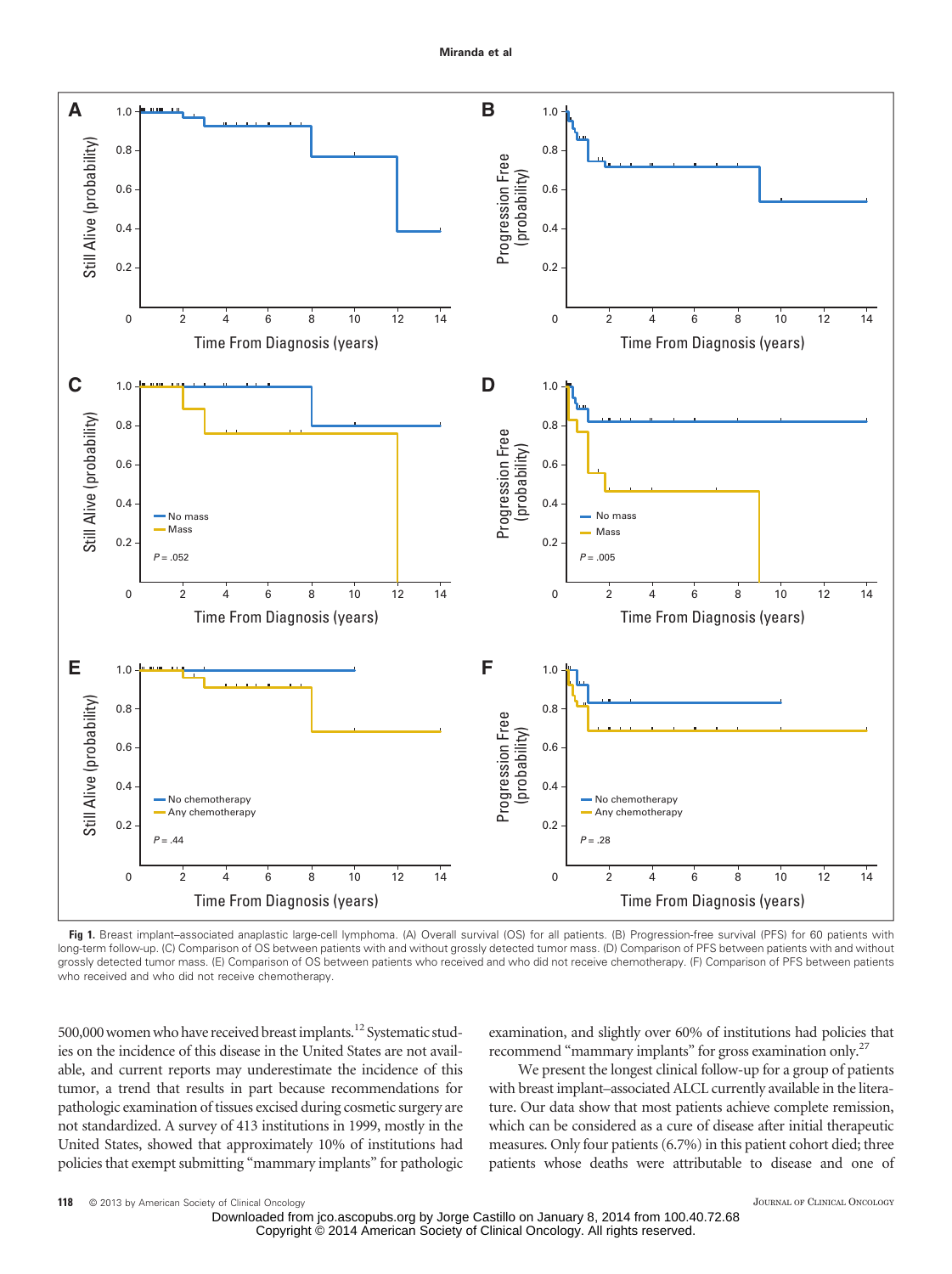**Fig 1.** Breast implant–associated anaplastic large-cell lymphoma. (A) Overall survival (OS) for all patients. (B) Progression-free survival (PFS) for 60 patients with long-term follow-up. (C) Comparison of OS between patients with and without grossly detected tumor mass. (D) Comparison of PFS between patients with and without grossly detected tumor mass. (E) Comparison of OS between patients who received and who did not receive chemotherapy. (F) Comparison of PFS between patients who received and who did not receive chemotherapy.

500,000 women who have received breast implants.[12] Systematic studies on the incidence of this disease in the United States are not available, and current reports may underestimate the incidence of this tumor, a trend that results in part because recommendations for pathologic examination of tissues excised during cosmetic surgery are not standardized. A survey of 413 institutions in 1999, mostly in the United States, showed that approximately 10% of institutions had policies that exempt submitting "mammary implants" for pathologic examination, and slightly over 60% of institutions had policies that recommend "mammary implants" for gross examination only.[27]

We present the longest clinical follow-up for a group of patients with breast implant–associated ALCL currently available in the literature. Our data show that most patients achieve complete remission, which can be considered as a cure of disease after initial therapeutic measures. Only four patients (6.7%) in this patient cohort died; three patients whose deaths were attributable to disease and one of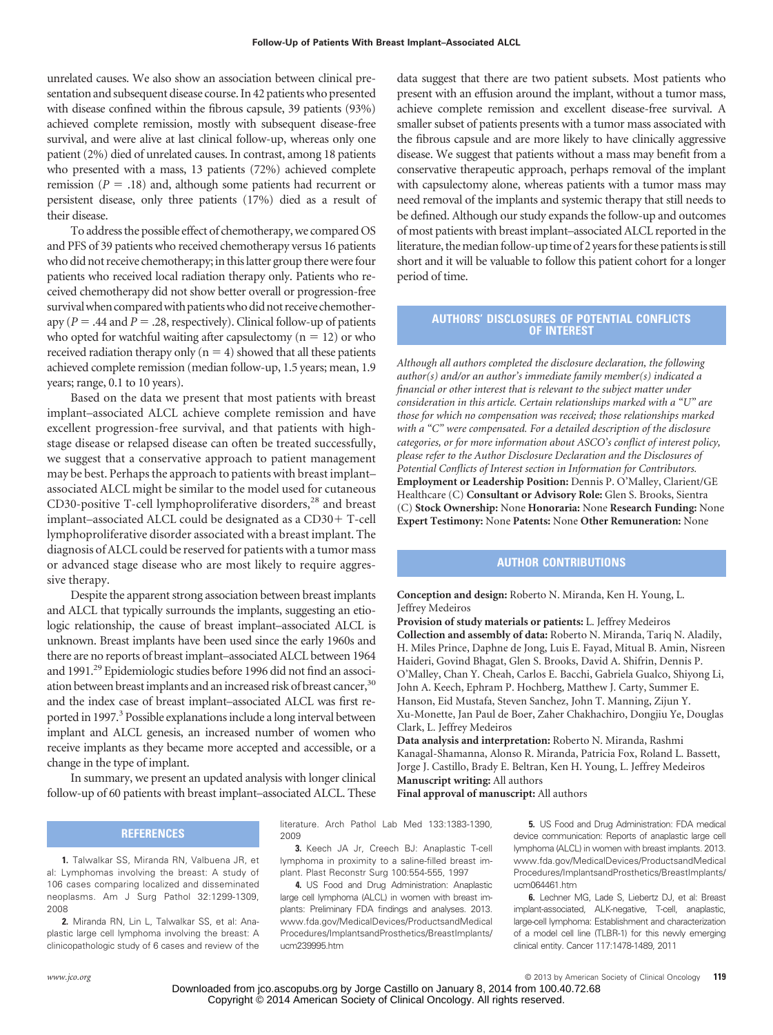unrelated causes. We also show an association between clinical presentation and subsequent disease course. In 42 patients who presented with disease confined within the fibrous capsule, 39 patients (93%) achieved complete remission, mostly with subsequent disease-free survival, and were alive at last clinical follow-up, whereas only one patient (2%) died of unrelated causes. In contrast, among 18 patients who presented with a mass, 13 patients (72%) achieved complete remission ($P = .18$) and, although some patients had recurrent or persistent disease, only three patients (17%) died as a result of their disease.

To address the possible effect of chemotherapy, we compared OS and PFS of 39 patients who received chemotherapy versus 16 patients who did not receive chemotherapy; in this latter group there were four patients who received local radiation therapy only. Patients who received chemotherapy did not show better overall or progression-free survival when compared with patients who did not receive chemotherapy ($P = .44$ and $P = .28$, respectively). Clinical follow-up of patients who opted for watchful waiting after capsulectomy ($n = 12$) or who received radiation therapy only ($n = 4$) showed that all these patients achieved complete remission (median follow-up, 1.5 years; mean, 1.9 years; range, 0.1 to 10 years).

Based on the data we present that most patients with breast implant–associated ALCL achieve complete remission and have excellent progression-free survival, and that patients with high-stage disease or relapsed disease can often be treated successfully, we suggest that a conservative approach to patient management may be best. Perhaps the approach to patients with breast implant–associated ALCL might be similar to the model used for cutaneous CD30-positive T-cell lymphoproliferative disorders,[28] and breast implant–associated ALCL could be designated as a CD30+ T-cell lymphoproliferative disorder associated with a breast implant. The diagnosis of ALCL could be reserved for patients with a tumor mass or advanced stage disease who are most likely to require aggressive therapy.

Despite the apparent strong association between breast implants and ALCL that typically surrounds the implants, suggesting an etiologic relationship, the cause of breast implant–associated ALCL is unknown. Breast implants have been used since the early 1960s and there are no reports of breast implant–associated ALCL between 1964 and 1991.[29] Epidemiologic studies before 1996 did not find an association between breast implants and an increased risk of breast cancer,[30] and the index case of breast implant–associated ALCL was first reported in 1997.[3] Possible explanations include a long interval between implant and ALCL genesis, an increased number of women who receive implants as they became more accepted and accessible, or a change in the type of implant.

In summary, we present an updated analysis with longer clinical follow-up of 60 patients with breast implant–associated ALCL. These data suggest that there are two patient subsets. Most patients who present with an effusion around the implant, without a tumor mass, achieve complete remission and excellent disease-free survival. A smaller subset of patients presents with a tumor mass associated with the fibrous capsule and are more likely to have clinically aggressive disease. We suggest that patients without a mass may benefit from a conservative therapeutic approach, perhaps removal of the implant with capsulectomy alone, whereas patients with a tumor mass may need removal of the implants and systemic therapy that still needs to be defined. Although our study expands the follow-up and outcomes of most patients with breast implant–associated ALCL reported in the literature, the median follow-up time of 2 years for these patients is still short and it will be valuable to follow this patient cohort for a longer period of time.

## AUTHORS' DISCLOSURES OF POTENTIAL CONFLICTS OF INTEREST

*Although all authors completed the disclosure declaration, the following author(s) and/or an author's immediate family member(s) indicated a financial or other interest that is relevant to the subject matter under consideration in this article. Certain relationships marked with a "U" are those for which no compensation was received; those relationships marked with a "C" were compensated. For a detailed description of the disclosure categories, or for more information about ASCO's conflict of interest policy, please refer to the Author Disclosure Declaration and the Disclosures of Potential Conflicts of Interest section in Information for Contributors.*
**Employment or Leadership Position:** Dennis P. O'Malley, Clarient/GE Healthcare (C) **Consultant or Advisory Role:** Glen S. Brooks, Sientra (C) **Stock Ownership:** None **Honoraria:** None **Research Funding:** None **Expert Testimony:** None **Patents:** None **Other Remuneration:** None

## AUTHOR CONTRIBUTIONS

**Conception and design:** Roberto N. Miranda, Ken H. Young, L. Jeffrey Medeiros
**Provision of study materials or patients:** L. Jeffrey Medeiros
**Collection and assembly of data:** Roberto N. Miranda, Tariq N. Aladily, H. Miles Prince, Daphne de Jong, Luis E. Fayad, Mitual B. Amin, Nisreen Haideri, Govind Bhagat, Glen S. Brooks, David A. Shifrin, Dennis P. O'Malley, Chan Y. Cheah, Carlos E. Bacchi, Gabriela Gualco, Shiyong Li, John A. Keech, Ephram P. Hochberg, Matthew J. Carty, Summer E. Hanson, Eid Mustafa, Steven Sanchez, John T. Manning, Zijun Y. Xu-Monette, Jan Paul de Boer, Zaher Chakhachiro, Dongjiu Ye, Douglas Clark, L. Jeffrey Medeiros
**Data analysis and interpretation:** Roberto N. Miranda, Rashmi Kanagal-Shamanna, Alonso R. Miranda, Patricia Fox, Roland L. Bassett, Jorge J. Castillo, Brady E. Beltran, Ken H. Young, L. Jeffrey Medeiros
**Manuscript writing:** All authors
**Final approval of manuscript:** All authors

## REFERENCES

1. Talwalkar SS, Miranda RN, Valbuena JR, et al: Lymphomas involving the breast: A study of 106 cases comparing localized and disseminated neoplasms. Am J Surg Pathol 32:1299-1309, 2008

2. Miranda RN, Lin L, Talwalkar SS, et al: Anaplastic large cell lymphoma involving the breast: A clinicopathologic study of 6 cases and review of the literature. Arch Pathol Lab Med 133:1383-1390, 2009

3. Keech JA Jr, Creech BJ: Anaplastic T-cell lymphoma in proximity to a saline-filled breast implant. Plast Reconstr Surg 100:554-555, 1997

4. US Food and Drug Administration: Anaplastic large cell lymphoma (ALCL) in women with breast implants: Preliminary FDA findings and analyses. 2013. www.fda.gov/MedicalDevices/ProductsandMedicalProcedures/ImplantsandProsthetics/BreastImplants/ucm239995.htm

5. US Food and Drug Administration: FDA medical device communication: Reports of anaplastic large cell lymphoma (ALCL) in women with breast implants. 2013. www.fda.gov/MedicalDevices/ProductsandMedicalProcedures/ImplantsandProsthetics/BreastImplants/ucm064461.htm

6. Lechner MG, Lade S, Liebertz DJ, et al: Breast implant-associated, ALK-negative, T-cell, anaplastic, large-cell lymphoma: Establishment and characterization of a model cell line (TLBR-1) for this newly emerging clinical entity. Cancer 117:1478-1489, 2011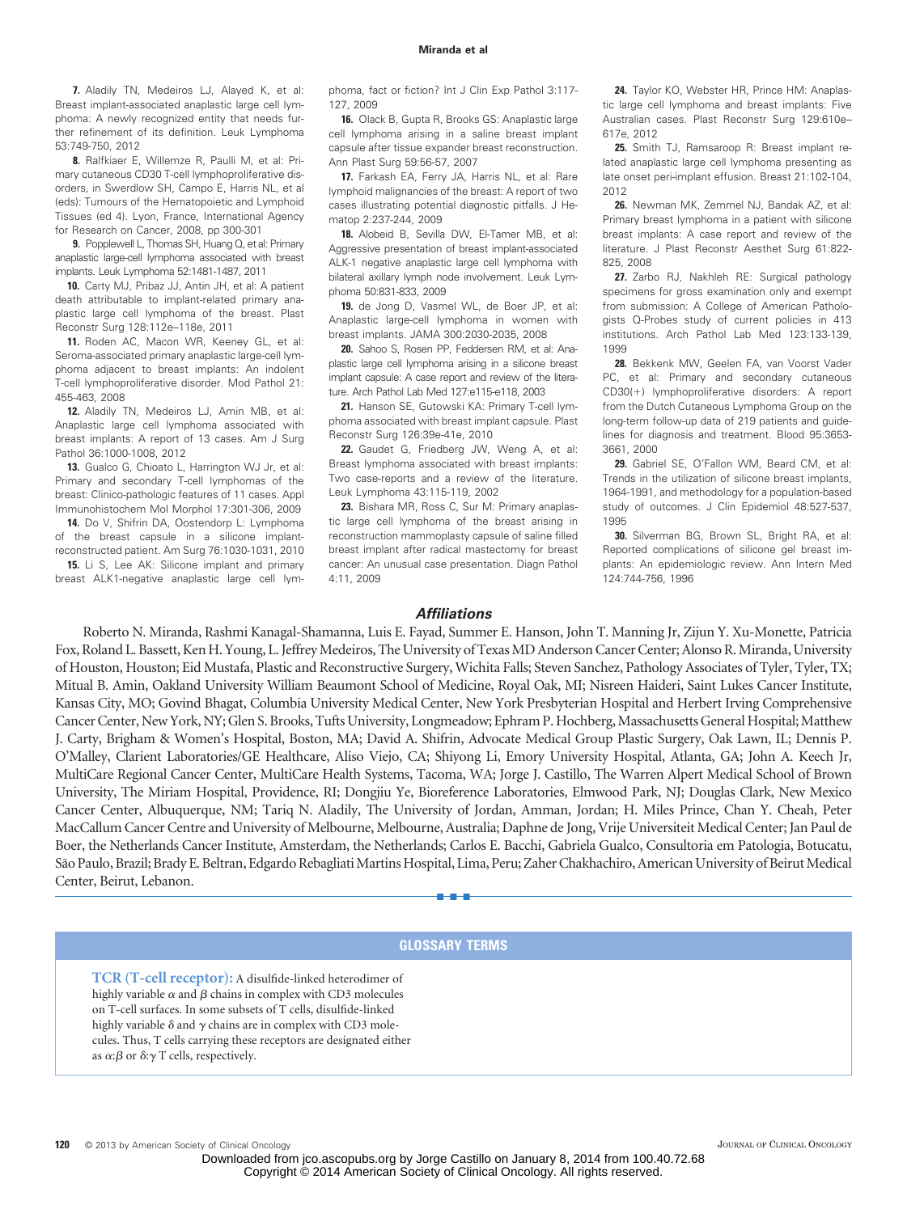**7.** Aladily TN, Medeiros LJ, Alayed K, et al: Breast implant-associated anaplastic large cell lymphoma: A newly recognized entity that needs further refinement of its definition. Leuk Lymphoma 53:749-750, 2012

**8.** Ralfkiaer E, Willemze R, Paulli M, et al: Primary cutaneous CD30 T-cell lymphoproliferative disorders, in Swerdlow SH, Campo E, Harris NL, et al (eds): Tumours of the Hematopoietic and Lymphoid Tissues (ed 4). Lyon, France, International Agency for Research on Cancer, 2008, pp 300-301

**9.** Popplewell L, Thomas SH, Huang Q, et al: Primary anaplastic large-cell lymphoma associated with breast implants. Leuk Lymphoma 52:1481-1487, 2011

**10.** Carty MJ, Pribaz JJ, Antin JH, et al: A patient death attributable to implant-related primary anaplastic large cell lymphoma of the breast. Plast Reconstr Surg 128:112e–118e, 2011

**11.** Roden AC, Macon WR, Keeney GL, et al: Seroma-associated primary anaplastic large-cell lymphoma adjacent to breast implants: An indolent T-cell lymphoproliferative disorder. Mod Pathol 21: 455-463, 2008

**12.** Aladily TN, Medeiros LJ, Amin MB, et al: Anaplastic large cell lymphoma associated with breast implants: A report of 13 cases. Am J Surg Pathol 36:1000-1008, 2012

**13.** Gualco G, Chioato L, Harrington WJ Jr, et al: Primary and secondary T-cell lymphomas of the breast: Clinico-pathologic features of 11 cases. Appl Immunohistochem Mol Morphol 17:301-306, 2009

**14.** Do V, Shifrin DA, Oostendorp L: Lymphoma of the breast capsule in a silicone implant-reconstructed patient. Am Surg 76:1030-1031, 2010

**15.** Li S, Lee AK: Silicone implant and primary breast ALK1-negative anaplastic large cell lymphoma, fact or fiction? Int J Clin Exp Pathol 3:117-127, 2009

**16.** Olack B, Gupta R, Brooks GS: Anaplastic large cell lymphoma arising in a saline breast implant capsule after tissue expander breast reconstruction. Ann Plast Surg 59:56-57, 2007

**17.** Farkash EA, Ferry JA, Harris NL, et al: Rare lymphoid malignancies of the breast: A report of two cases illustrating potential diagnostic pitfalls. J Hematop 2:237-244, 2009

**18.** Alobeid B, Sevilla DW, El-Tamer MB, et al: Aggressive presentation of breast implant-associated ALK-1 negative anaplastic large cell lymphoma with bilateral axillary lymph node involvement. Leuk Lymphoma 50:831-833, 2009

**19.** de Jong D, Vasmel WL, de Boer JP, et al: Anaplastic large-cell lymphoma in women with breast implants. JAMA 300:2030-2035, 2008

**20.** Sahoo S, Rosen PP, Feddersen RM, et al: Anaplastic large cell lymphoma arising in a silicone breast implant capsule: A case report and review of the literature. Arch Pathol Lab Med 127:e115-e118, 2003

**21.** Hanson SE, Gutowski KA: Primary T-cell lymphoma associated with breast implant capsule. Plast Reconstr Surg 126:39e-41e, 2010

**22.** Gaudet G, Friedberg JW, Weng A, et al: Breast lymphoma associated with breast implants: Two case-reports and a review of the literature. Leuk Lymphoma 43:115-119, 2002

**23.** Bishara MR, Ross C, Sur M: Primary anaplastic large cell lymphoma of the breast arising in reconstruction mammoplasty capsule of saline filled breast implant after radical mastectomy for breast cancer: An unusual case presentation. Diagn Pathol 4:11, 2009

**24.** Taylor KO, Webster HR, Prince HM: Anaplastic large cell lymphoma and breast implants: Five Australian cases. Plast Reconstr Surg 129:610e–617e, 2012

**25.** Smith TJ, Ramsaroop R: Breast implant related anaplastic large cell lymphoma presenting as late onset peri-implant effusion. Breast 21:102-104, 2012

**26.** Newman MK, Zemmel NJ, Bandak AZ, et al: Primary breast lymphoma in a patient with silicone breast implants: A case report and review of the literature. J Plast Reconstr Aesthet Surg 61:822-825, 2008

**27.** Zarbo RJ, Nakhleh RE: Surgical pathology specimens for gross examination only and exempt from submission: A College of American Pathologists Q-Probes study of current policies in 413 institutions. Arch Pathol Lab Med 123:133-139, 1999

**28.** Bekkenk MW, Geelen FA, van Voorst Vader PC, et al: Primary and secondary cutaneous CD30(+) lymphoproliferative disorders: A report from the Dutch Cutaneous Lymphoma Group on the long-term follow-up data of 219 patients and guidelines for diagnosis and treatment. Blood 95:3653-3661, 2000

**29.** Gabriel SE, O'Fallon WM, Beard CM, et al: Trends in the utilization of silicone breast implants, 1964-1991, and methodology for a population-based study of outcomes. J Clin Epidemiol 48:527-537, 1995

**30.** Silverman BG, Brown SL, Bright RA, et al: Reported complications of silicone gel breast implants: An epidemiologic review. Ann Intern Med 124:744-756, 1996

## *Affiliations*

Roberto N. Miranda, Rashmi Kanagal-Shamanna, Luis E. Fayad, Summer E. Hanson, John T. Manning Jr, Zijun Y. Xu-Monette, Patricia Fox, Roland L. Bassett, Ken H. Young, L. Jeffrey Medeiros, The University of Texas MD Anderson Cancer Center; Alonso R. Miranda, University of Houston, Houston; Eid Mustafa, Plastic and Reconstructive Surgery, Wichita Falls; Steven Sanchez, Pathology Associates of Tyler, Tyler, TX; Mitual B. Amin, Oakland University William Beaumont School of Medicine, Royal Oak, MI; Nisreen Haideri, Saint Lukes Cancer Institute, Kansas City, MO; Govind Bhagat, Columbia University Medical Center, New York Presbyterian Hospital and Herbert Irving Comprehensive Cancer Center, New York, NY; Glen S. Brooks, Tufts University, Longmeadow; Ephram P. Hochberg, Massachusetts General Hospital; Matthew J. Carty, Brigham & Women's Hospital, Boston, MA; David A. Shifrin, Advocate Medical Group Plastic Surgery, Oak Lawn, IL; Dennis P. O'Malley, Clarient Laboratories/GE Healthcare, Aliso Viejo, CA; Shiyong Li, Emory University Hospital, Atlanta, GA; John A. Keech Jr, MultiCare Regional Cancer Center, MultiCare Health Systems, Tacoma, WA; Jorge J. Castillo, The Warren Alpert Medical School of Brown University, The Miriam Hospital, Providence, RI; Dongjiu Ye, Bioreference Laboratories, Elmwood Park, NJ; Douglas Clark, New Mexico Cancer Center, Albuquerque, NM; Tariq N. Aladily, The University of Jordan, Amman, Jordan; H. Miles Prince, Chan Y. Cheah, Peter MacCallum Cancer Centre and University of Melbourne, Melbourne, Australia; Daphne de Jong, Vrije Universiteit Medical Center; Jan Paul de Boer, the Netherlands Cancer Institute, Amsterdam, the Netherlands; Carlos E. Bacchi, Gabriela Gualco, Consultoria em Patologia, Botucatu, São Paulo, Brazil; Brady E. Beltran, Edgardo Rebagliati Martins Hospital, Lima, Peru; Zaher Chakhachiro, American University of Beirut Medical Center, Beirut, Lebanon.

## GLOSSARY TERMS

**TCR (T-cell receptor):** A disulfide-linked heterodimer of highly variable $\alpha$ and $\beta$ chains in complex with CD3 molecules on T-cell surfaces. In some subsets of T cells, disulfide-linked highly variable $\delta$ and $\gamma$ chains are in complex with CD3 molecules. Thus, T cells carrying these receptors are designated either as $\alpha$:$\beta$ or $\delta$:$\gamma$ T cells, respectively.

Downloaded from jco.ascopubs.org by Jorge Castillo on January 8, 2014 from 100.40.72.68
Copyright © 2014 American Society of Clinical Oncology. All rights reserved.